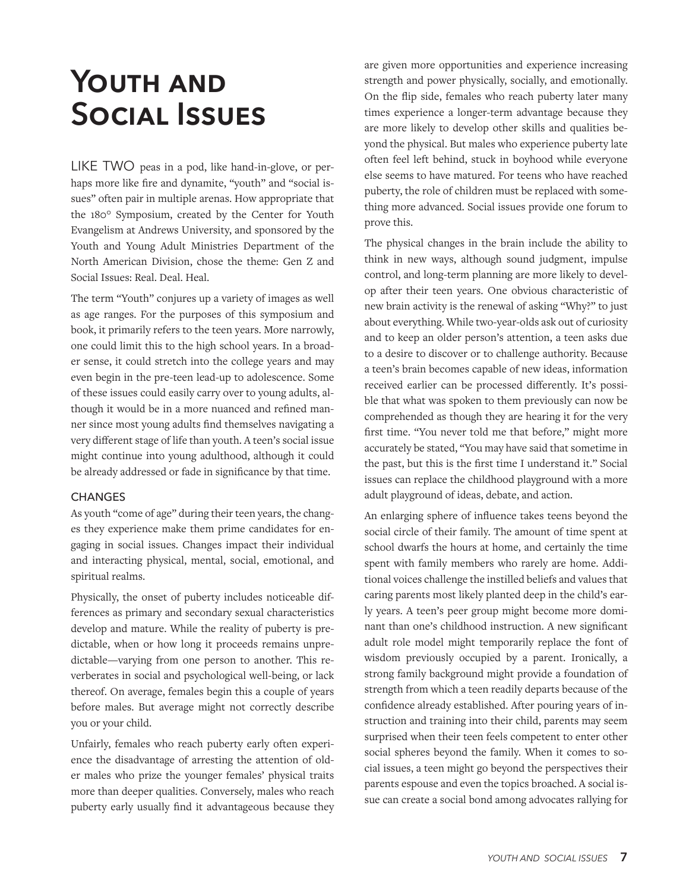# Youth and Social Issues

LIKE TWO peas in a pod, like hand-in-glove, or perhaps more like fire and dynamite, "youth" and "social issues" often pair in multiple arenas. How appropriate that the 180° Symposium, created by the Center for Youth Evangelism at Andrews University, and sponsored by the Youth and Young Adult Ministries Department of the North American Division, chose the theme: Gen Z and Social Issues: Real. Deal. Heal.

The term "Youth" conjures up a variety of images as well as age ranges. For the purposes of this symposium and book, it primarily refers to the teen years. More narrowly, one could limit this to the high school years. In a broader sense, it could stretch into the college years and may even begin in the pre-teen lead-up to adolescence. Some of these issues could easily carry over to young adults, although it would be in a more nuanced and refined manner since most young adults find themselves navigating a very different stage of life than youth. A teen's social issue might continue into young adulthood, although it could be already addressed or fade in significance by that time.

## CHANGES

As youth "come of age" during their teen years, the changes they experience make them prime candidates for engaging in social issues. Changes impact their individual and interacting physical, mental, social, emotional, and spiritual realms.

Physically, the onset of puberty includes noticeable differences as primary and secondary sexual characteristics develop and mature. While the reality of puberty is predictable, when or how long it proceeds remains unpredictable—varying from one person to another. This reverberates in social and psychological well-being, or lack thereof. On average, females begin this a couple of years before males. But average might not correctly describe you or your child.

Unfairly, females who reach puberty early often experience the disadvantage of arresting the attention of older males who prize the younger females' physical traits more than deeper qualities. Conversely, males who reach puberty early usually find it advantageous because they are given more opportunities and experience increasing strength and power physically, socially, and emotionally. On the flip side, females who reach puberty later many times experience a longer-term advantage because they are more likely to develop other skills and qualities beyond the physical. But males who experience puberty late often feel left behind, stuck in boyhood while everyone else seems to have matured. For teens who have reached puberty, the role of children must be replaced with something more advanced. Social issues provide one forum to prove this.

The physical changes in the brain include the ability to think in new ways, although sound judgment, impulse control, and long-term planning are more likely to develop after their teen years. One obvious characteristic of new brain activity is the renewal of asking "Why?" to just about everything. While two-year-olds ask out of curiosity and to keep an older person's attention, a teen asks due to a desire to discover or to challenge authority. Because a teen's brain becomes capable of new ideas, information received earlier can be processed differently. It's possible that what was spoken to them previously can now be comprehended as though they are hearing it for the very first time. "You never told me that before," might more accurately be stated, "You may have said that sometime in the past, but this is the first time I understand it." Social issues can replace the childhood playground with a more adult playground of ideas, debate, and action.

An enlarging sphere of influence takes teens beyond the social circle of their family. The amount of time spent at school dwarfs the hours at home, and certainly the time spent with family members who rarely are home. Additional voices challenge the instilled beliefs and values that caring parents most likely planted deep in the child's early years. A teen's peer group might become more dominant than one's childhood instruction. A new significant adult role model might temporarily replace the font of wisdom previously occupied by a parent. Ironically, a strong family background might provide a foundation of strength from which a teen readily departs because of the confidence already established. After pouring years of instruction and training into their child, parents may seem surprised when their teen feels competent to enter other social spheres beyond the family. When it comes to social issues, a teen might go beyond the perspectives their parents espouse and even the topics broached. A social issue can create a social bond among advocates rallying for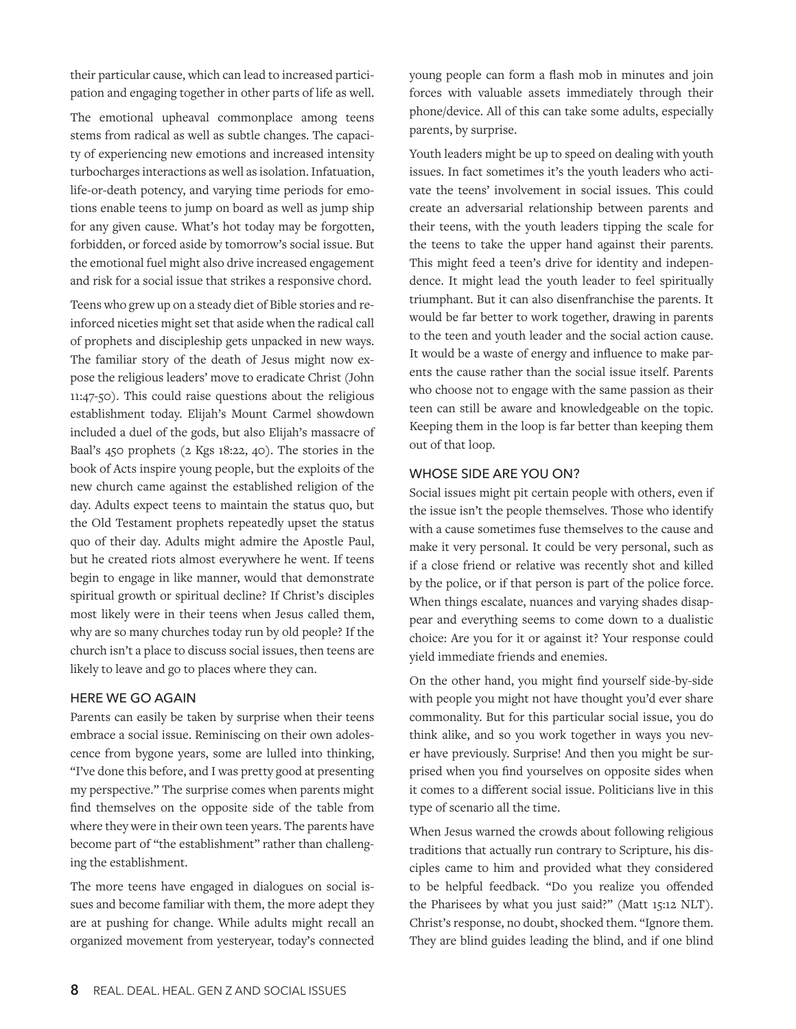their particular cause, which can lead to increased participation and engaging together in other parts of life as well.

The emotional upheaval commonplace among teens stems from radical as well as subtle changes. The capacity of experiencing new emotions and increased intensity turbocharges interactions as well as isolation. Infatuation, life-or-death potency, and varying time periods for emotions enable teens to jump on board as well as jump ship for any given cause. What's hot today may be forgotten, forbidden, or forced aside by tomorrow's social issue. But the emotional fuel might also drive increased engagement and risk for a social issue that strikes a responsive chord.

Teens who grew up on a steady diet of Bible stories and reinforced niceties might set that aside when the radical call of prophets and discipleship gets unpacked in new ways. The familiar story of the death of Jesus might now expose the religious leaders' move to eradicate Christ (John 11:47-50). This could raise questions about the religious establishment today. Elijah's Mount Carmel showdown included a duel of the gods, but also Elijah's massacre of Baal's 450 prophets (2 Kgs 18:22, 40). The stories in the book of Acts inspire young people, but the exploits of the new church came against the established religion of the day. Adults expect teens to maintain the status quo, but the Old Testament prophets repeatedly upset the status quo of their day. Adults might admire the Apostle Paul, but he created riots almost everywhere he went. If teens begin to engage in like manner, would that demonstrate spiritual growth or spiritual decline? If Christ's disciples most likely were in their teens when Jesus called them, why are so many churches today run by old people? If the church isn't a place to discuss social issues, then teens are likely to leave and go to places where they can.

## HERE WE GO AGAIN

Parents can easily be taken by surprise when their teens embrace a social issue. Reminiscing on their own adolescence from bygone years, some are lulled into thinking, "I've done this before, and I was pretty good at presenting my perspective." The surprise comes when parents might find themselves on the opposite side of the table from where they were in their own teen years. The parents have become part of "the establishment" rather than challenging the establishment.

The more teens have engaged in dialogues on social issues and become familiar with them, the more adept they are at pushing for change. While adults might recall an organized movement from yesteryear, today's connected young people can form a flash mob in minutes and join forces with valuable assets immediately through their phone/device. All of this can take some adults, especially parents, by surprise.

Youth leaders might be up to speed on dealing with youth issues. In fact sometimes it's the youth leaders who activate the teens' involvement in social issues. This could create an adversarial relationship between parents and their teens, with the youth leaders tipping the scale for the teens to take the upper hand against their parents. This might feed a teen's drive for identity and independence. It might lead the youth leader to feel spiritually triumphant. But it can also disenfranchise the parents. It would be far better to work together, drawing in parents to the teen and youth leader and the social action cause. It would be a waste of energy and influence to make parents the cause rather than the social issue itself. Parents who choose not to engage with the same passion as their teen can still be aware and knowledgeable on the topic. Keeping them in the loop is far better than keeping them out of that loop.

## WHOSE SIDE ARE YOU ON?

Social issues might pit certain people with others, even if the issue isn't the people themselves. Those who identify with a cause sometimes fuse themselves to the cause and make it very personal. It could be very personal, such as if a close friend or relative was recently shot and killed by the police, or if that person is part of the police force. When things escalate, nuances and varying shades disappear and everything seems to come down to a dualistic choice: Are you for it or against it? Your response could yield immediate friends and enemies.

On the other hand, you might find yourself side-by-side with people you might not have thought you'd ever share commonality. But for this particular social issue, you do think alike, and so you work together in ways you never have previously. Surprise! And then you might be surprised when you find yourselves on opposite sides when it comes to a different social issue. Politicians live in this type of scenario all the time.

When Jesus warned the crowds about following religious traditions that actually run contrary to Scripture, his disciples came to him and provided what they considered to be helpful feedback. "Do you realize you offended the Pharisees by what you just said?" (Matt 15:12 NLT). Christ's response, no doubt, shocked them. "Ignore them. They are blind guides leading the blind, and if one blind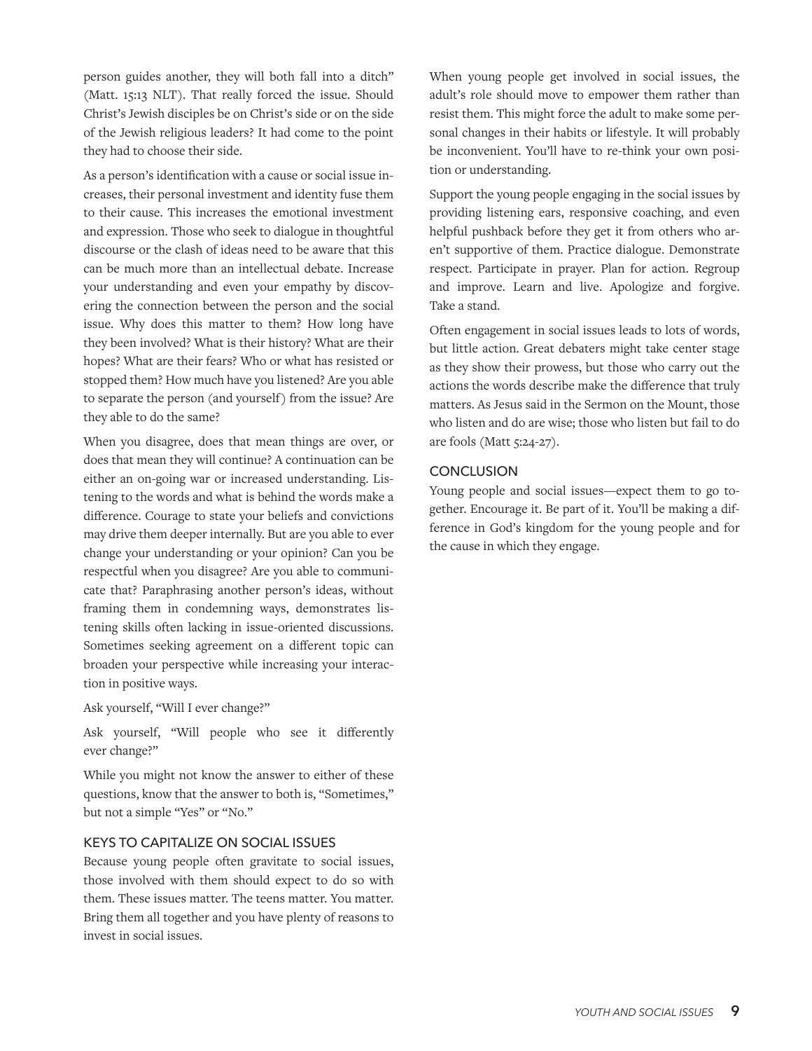person guides another, they will both fall into a ditch" (Matt. 15:13 NLT). That really forced the issue. Should Christ's Jewish disciples be on Christ's side or on the side of the Jewish religious leaders? It had come to the point they had to choose their side.

As a person's identification with a cause or social issue increases, their personal investment and identity fuse them to their cause. This increases the emotional investment and expression. Those who seek to dialogue in thoughtful discourse or the clash of ideas need to be aware that this can be much more than an intellectual debate. Increase your understanding and even your empathy by discovering the connection between the person and the social issue. Why does this matter to them? How long have they been involved? What is their history? What are their hopes? What are their fears? Who or what has resisted or stopped them? How much have you listened? Are you able to separate the person (and yourself) from the issue? Are they able to do the same?

When you disagree, does that mean things are over, or does that mean they will continue? A continuation can be either an on-going war or increased understanding. Listening to the words and what is behind the words make a difference. Courage to state your beliefs and convictions may drive them deeper internally. But are you able to ever change your understanding or your opinion? Can you be respectful when you disagree? Are you able to communicate that? Paraphrasing another person's ideas, without framing them in condemning ways, demonstrates listening skills often lacking in issue-oriented discussions. Sometimes seeking agreement on a different topic can broaden your perspective while increasing your interaction in positive ways.

Ask yourself, "Will I ever change?"

Ask yourself, "Will people who see it differently ever change?"

While you might not know the answer to either of these questions, know that the answer to both is, "Sometimes," but not a simple "Yes" or "No."

## KEYS TO CAPITALIZE ON SOCIAL ISSUES

Because young people often gravitate to social issues, those involved with them should expect to do so with them. These issues matter. The teens matter. You matter. Bring them all together and you have plenty of reasons to invest in social issues.

When young people get involved in social issues, the adult's role should move to empower them rather than resist them. This might force the adult to make some personal changes in their habits or lifestyle. It will probably be inconvenient. You'll have to re-think your own position or understanding.

Support the young people engaging in the social issues by providing listening ears, responsive coaching, and even helpful pushback before they get it from others who aren't supportive of them. Practice dialogue. Demonstrate respect. Participate in prayer. Plan for action. Regroup and improve. Learn and live. Apologize and forgive. Take a stand.

Often engagement in social issues leads to lots of words, but little action. Great debaters might take center stage as they show their prowess, but those who carry out the actions the words describe make the difference that truly matters. As Jesus said in the Sermon on the Mount, those who listen and do are wise; those who listen but fail to do are fools (Matt 5:24-27).

## CONCLUSION

Young people and social issues—expect them to go together. Encourage it. Be part of it. You'll be making a difference in God's kingdom for the young people and for the cause in which they engage.